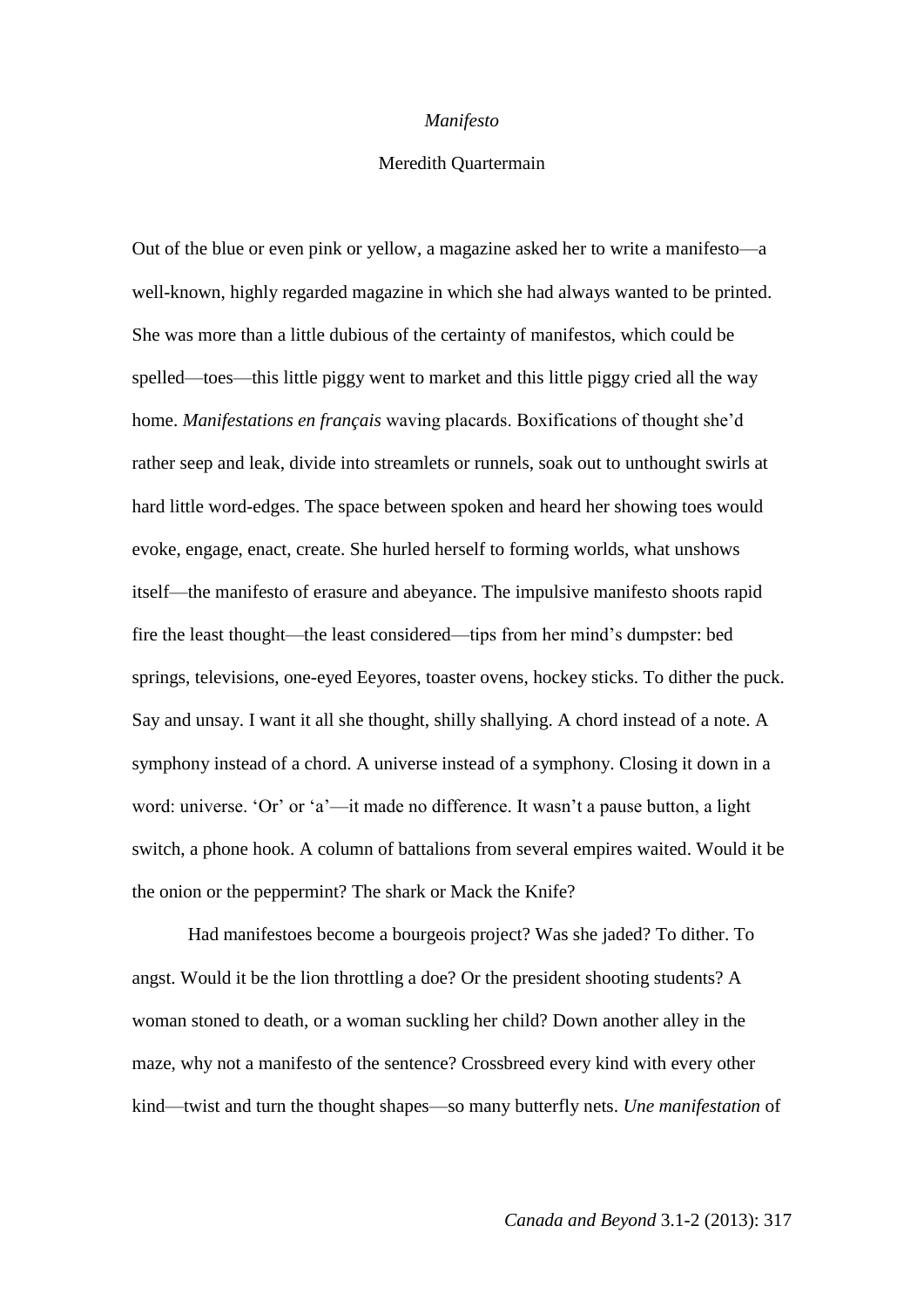# *Manifesto*

Meredith Quartermain

Out of the blue or even pink or yellow, a magazine asked her to write a manifesto—a well-known, highly regarded magazine in which she had always wanted to be printed. She was more than a little dubious of the certainty of manifestos, which could be spelled—toes—this little piggy went to market and this little piggy cried all the way home. *Manifestations en français* waving placards. Boxifications of thought she'd rather seep and leak, divide into streamlets or runnels, soak out to unthought swirls at hard little word-edges. The space between spoken and heard her showing toes would evoke, engage, enact, create. She hurled herself to forming worlds, what unshows itself—the manifesto of erasure and abeyance. The impulsive manifesto shoots rapid fire the least thought—the least considered—tips from her mind's dumpster: bed springs, televisions, one-eyed Eeyores, toaster ovens, hockey sticks. To dither the puck. Say and unsay. I want it all she thought, shilly shallying. A chord instead of a note. A symphony instead of a chord. A universe instead of a symphony. Closing it down in a word: universe. 'Or' or 'a'—it made no difference. It wasn't a pause button, a light switch, a phone hook. A column of battalions from several empires waited. Would it be the onion or the peppermint? The shark or Mack the Knife?

Had manifestoes become a bourgeois project? Was she jaded? To dither. To angst. Would it be the lion throttling a doe? Or the president shooting students? A woman stoned to death, or a woman suckling her child? Down another alley in the maze, why not a manifesto of the sentence? Crossbreed every kind with every other kind—twist and turn the thought shapes—so many butterfly nets. *Une manifestation* of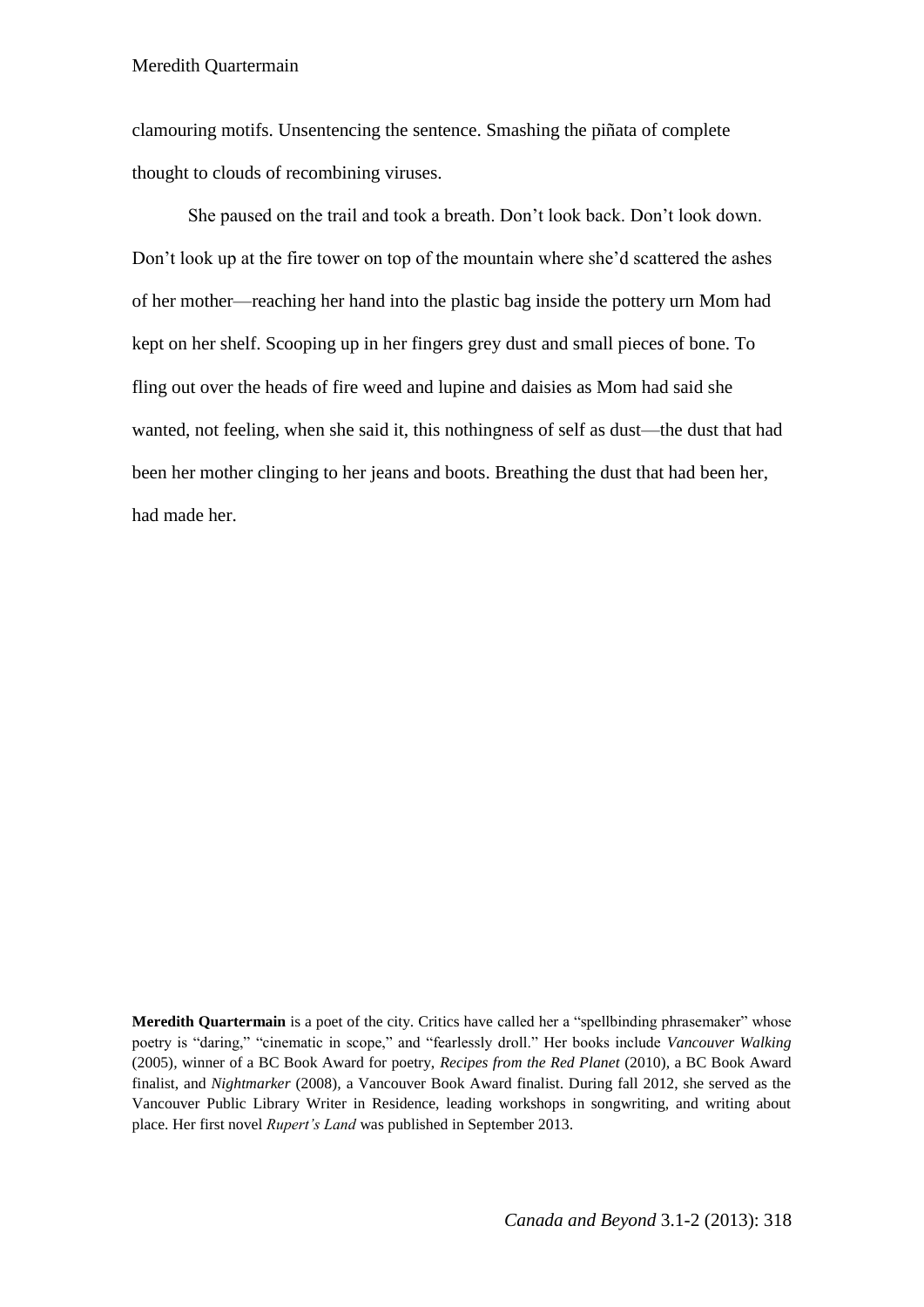clamouring motifs. Unsentencing the sentence. Smashing the piñata of complete thought to clouds of recombining viruses.

She paused on the trail and took a breath. Don't look back. Don't look down. Don't look up at the fire tower on top of the mountain where she'd scattered the ashes of her mother—reaching her hand into the plastic bag inside the pottery urn Mom had kept on her shelf. Scooping up in her fingers grey dust and small pieces of bone. To fling out over the heads of fire weed and lupine and daisies as Mom had said she wanted, not feeling, when she said it, this nothingness of self as dust—the dust that had been her mother clinging to her jeans and boots. Breathing the dust that had been her, had made her.

**Meredith Quartermain** is a poet of the city. Critics have called her a "spellbinding phrasemaker" whose poetry is "daring," "cinematic in scope," and "fearlessly droll." Her books include *Vancouver Walking* (2005), winner of a BC Book Award for poetry, *Recipes from the Red Planet* (2010), a BC Book Award finalist, and *Nightmarker* (2008), a Vancouver Book Award finalist. During fall 2012, she served as the Vancouver Public Library Writer in Residence, leading workshops in songwriting, and writing about place. Her first novel *Rupert's Land* was published in September 2013.